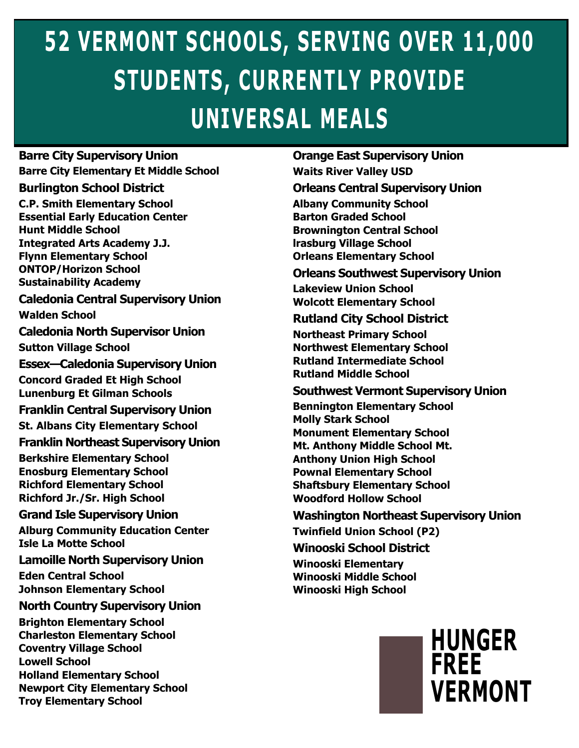# 52 VERMONT SCHOOLS, SERVING OVER 11,000 STUDENTS, CURRENTLY PROVIDE UNIVERSAL MEALS

**Barre City Supervisory Union**

**Barre City Elementary Et Middle School**

**Burlington School District**

**C.P. Smith Elementary School**
**Essential Early Education Center**
**Hunt Middle School**
**Integrated Arts Academy J.J.**
**Flynn Elementary School**
**ONTOP/Horizon School**
**Sustainability Academy**

**Caledonia Central Supervisory Union**

**Walden School**

**Caledonia North Supervisor Union**

**Sutton Village School**

**Essex—Caledonia Supervisory Union**

**Concord Graded Et High School**
**Lunenburg Et Gilman Schools**

**Franklin Central Supervisory Union**

**St. Albans City Elementary School**

**Franklin Northeast Supervisory Union**

**Berkshire Elementary School**
**Enosburg Elementary School**
**Richford Elementary School**
**Richford Jr./Sr. High School**

**Grand Isle Supervisory Union**

**Alburg Community Education Center**
**Isle La Motte School**

**Lamoille North Supervisory Union**

**Eden Central School**
**Johnson Elementary School**

**North Country Supervisory Union**

**Brighton Elementary School**
**Charleston Elementary School**
**Coventry Village School**
**Lowell School**
**Holland Elementary School**
**Newport City Elementary School**
**Troy Elementary School**

**Orange East Supervisory Union**

**Waits River Valley USD**

**Orleans Central Supervisory Union**

**Albany Community School**
**Barton Graded School**
**Brownington Central School**
**Irasburg Village School**
**Orleans Elementary School**

**Orleans Southwest Supervisory Union**

**Lakeview Union School**
**Wolcott Elementary School**

**Rutland City School District**

**Northeast Primary School**
**Northwest Elementary School**
**Rutland Intermediate School**
**Rutland Middle School**

**Southwest Vermont Supervisory Union**

**Bennington Elementary School**
**Molly Stark School**
**Monument Elementary School**
**Mt. Anthony Middle School Mt.**
**Anthony Union High School**
**Pownal Elementary School**
**Shaftsbury Elementary School**
**Woodford Hollow School**

**Washington Northeast Supervisory Union**

**Twinfield Union School (P2)**

**Winooski School District**

**Winooski Elementary**
**Winooski Middle School**
**Winooski High School**

**HUNGER FREE VERMONT**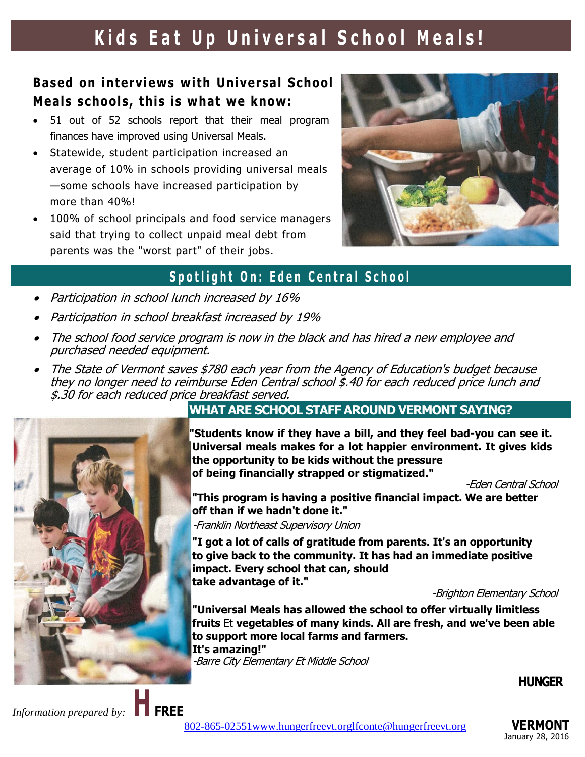# Kids Eat Up Universal School Meals!

## Based on interviews with Universal School Meals schools, this is what we know:

- 51 out of 52 schools report that their meal program finances have improved using Universal Meals.
- Statewide, student participation increased an average of 10% in schools providing universal meals —some schools have increased participation by more than 40%!
- 100% of school principals and food service managers said that trying to collect unpaid meal debt from parents was the "worst part" of their jobs.

## Spotlight On: Eden Central School

- *Participation in school lunch increased by 16%*
- *Participation in school breakfast increased by 19%*
- *The school food service program is now in the black and has hired a new employee and purchased needed equipment.*
- *The State of Vermont saves $780 each year from the Agency of Education's budget because they no longer need to reimburse Eden Central school $.40 for each reduced price lunch and $.30 for each reduced price breakfast served.*

## WHAT ARE SCHOOL STAFF AROUND VERMONT SAYING?

**"Students know if they have a bill, and they feel bad-you can see it. Universal meals makes for a lot happier environment. It gives kids the opportunity to be kids without the pressure of being financially strapped or stigmatized."**

*-Eden Central School*

**"This program is having a positive financial impact. We are better off than if we hadn't done it."**

*-Franklin Northeast Supervisory Union*

**"I got a lot of calls of gratitude from parents. It's an opportunity to give back to the community. It has had an immediate positive impact. Every school that can, should take advantage of it."**

*-Brighton Elementary School*

**"Universal Meals has allowed the school to offer virtually limitless fruits** Et **vegetables of many kinds. All are fresh, and we've been able to support more local farms and farmers. It's amazing!"**

*-Barre City Elementary Et Middle School*

*Information prepared by:* HUNGER FREE VERMONT

802-865-02551www.hungerfreevt.orglfconte@hungerfreevt.org

January 28, 2016